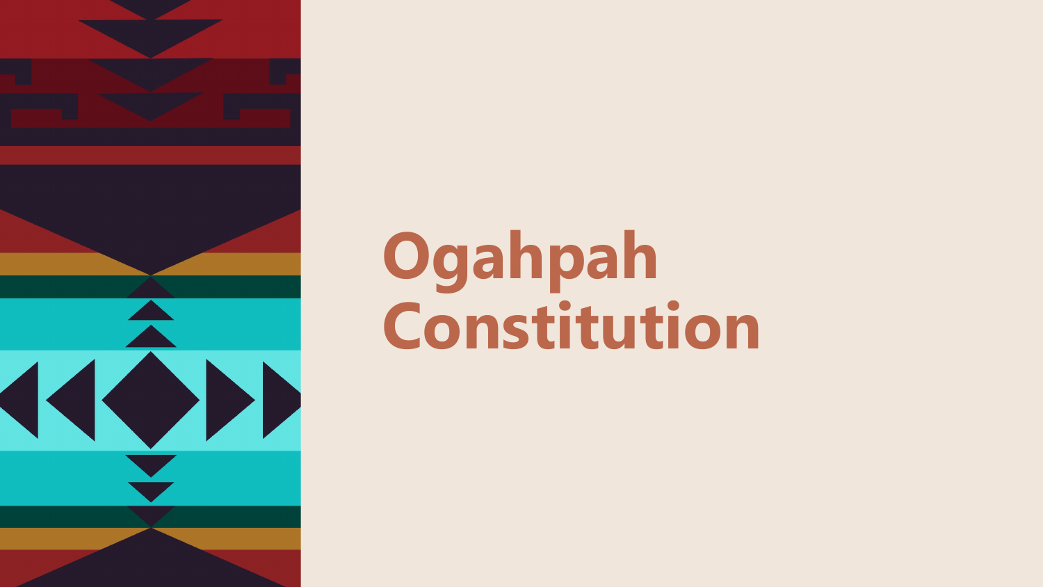# Ogahpah Constitution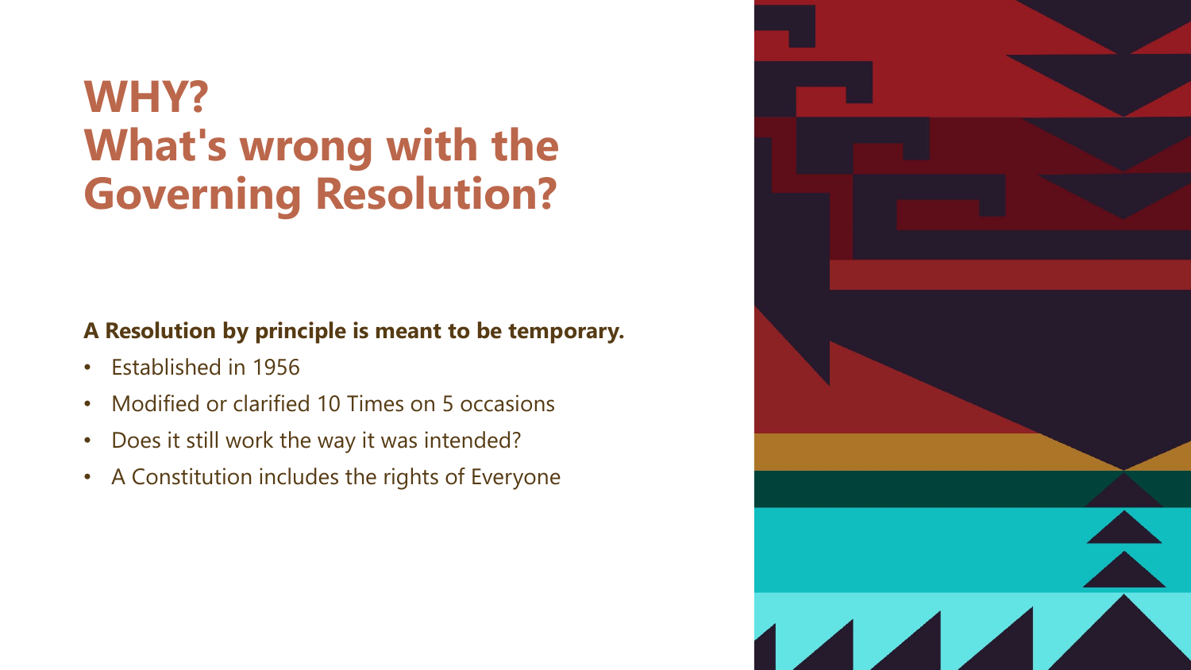# WHY?
# What's wrong with the Governing Resolution?

**A Resolution by principle is meant to be temporary.**

- Established in 1956
- Modified or clarified 10 Times on 5 occasions
- Does it still work the way it was intended?
- A Constitution includes the rights of Everyone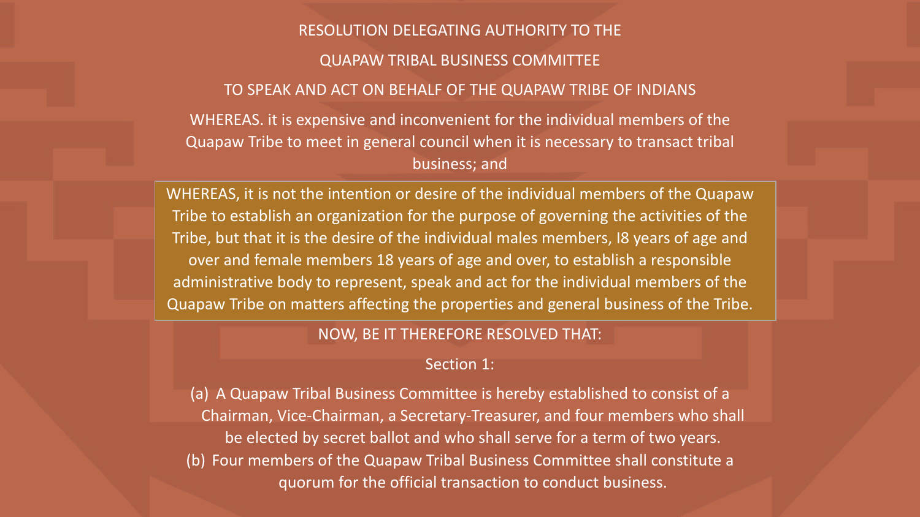# RESOLUTION DELEGATING AUTHORITY TO THE QUAPAW TRIBAL BUSINESS COMMITTEE TO SPEAK AND ACT ON BEHALF OF THE QUAPAW TRIBE OF INDIANS

WHEREAS. it is expensive and inconvenient for the individual members of the Quapaw Tribe to meet in general council when it is necessary to transact tribal business; and

WHEREAS, it is not the intention or desire of the individual members of the Quapaw Tribe to establish an organization for the purpose of governing the activities of the Tribe, but that it is the desire of the individual males members, I8 years of age and over and female members 18 years of age and over, to establish a responsible administrative body to represent, speak and act for the individual members of the Quapaw Tribe on matters affecting the properties and general business of the Tribe.

NOW, BE IT THEREFORE RESOLVED THAT:

Section 1:

(a) A Quapaw Tribal Business Committee is hereby established to consist of a Chairman, Vice-Chairman, a Secretary-Treasurer, and four members who shall be elected by secret ballot and who shall serve for a term of two years.

(b) Four members of the Quapaw Tribal Business Committee shall constitute a quorum for the official transaction to conduct business.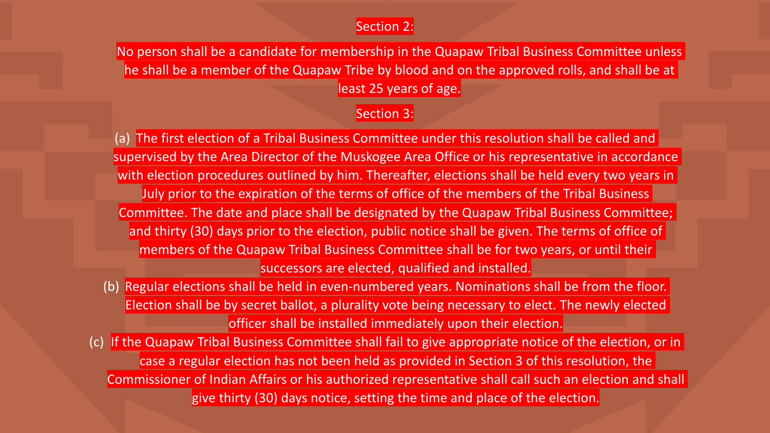## Section 2:

No person shall be a candidate for membership in the Quapaw Tribal Business Committee unless he shall be a member of the Quapaw Tribe by blood and on the approved rolls, and shall be at least 25 years of age.

## Section 3:

(a) The first election of a Tribal Business Committee under this resolution shall be called and supervised by the Area Director of the Muskogee Area Office or his representative in accordance with election procedures outlined by him. Thereafter, elections shall be held every two years in July prior to the expiration of the terms of office of the members of the Tribal Business Committee. The date and place shall be designated by the Quapaw Tribal Business Committee; and thirty (30) days prior to the election, public notice shall be given. The terms of office of members of the Quapaw Tribal Business Committee shall be for two years, or until their successors are elected, qualified and installed.

(b) Regular elections shall be held in even-numbered years. Nominations shall be from the floor. Election shall be by secret ballot, a plurality vote being necessary to elect. The newly elected officer shall be installed immediately upon their election.

(c) If the Quapaw Tribal Business Committee shall fail to give appropriate notice of the election, or in case a regular election has not been held as provided in Section 3 of this resolution, the Commissioner of Indian Affairs or his authorized representative shall call such an election and shall give thirty (30) days notice, setting the time and place of the election.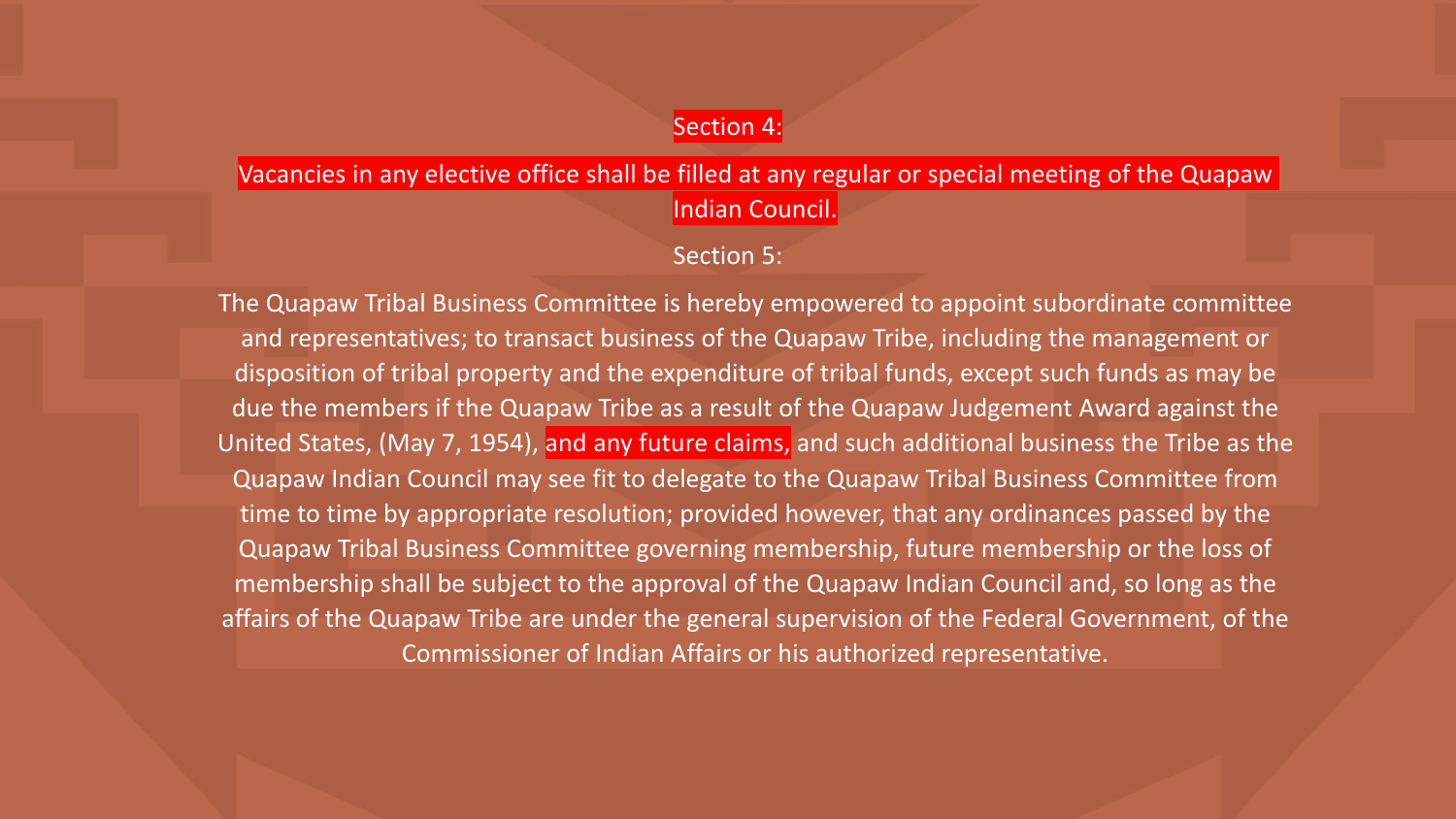## Section 4:

Vacancies in any elective office shall be filled at any regular or special meeting of the Quapaw Indian Council.

## Section 5:

The Quapaw Tribal Business Committee is hereby empowered to appoint subordinate committee and representatives; to transact business of the Quapaw Tribe, including the management or disposition of tribal property and the expenditure of tribal funds, except such funds as may be due the members if the Quapaw Tribe as a result of the Quapaw Judgement Award against the United States, (May 7, 1954), and any future claims, and such additional business the Tribe as the Quapaw Indian Council may see fit to delegate to the Quapaw Tribal Business Committee from time to time by appropriate resolution; provided however, that any ordinances passed by the Quapaw Tribal Business Committee governing membership, future membership or the loss of membership shall be subject to the approval of the Quapaw Indian Council and, so long as the affairs of the Quapaw Tribe are under the general supervision of the Federal Government, of the Commissioner of Indian Affairs or his authorized representative.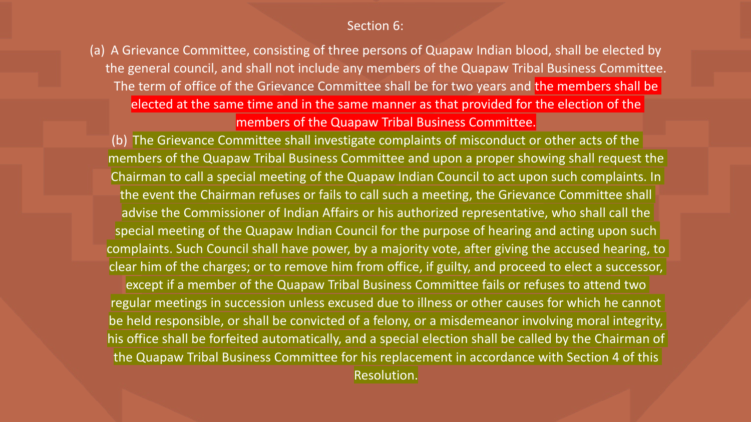## Section 6:

(a) A Grievance Committee, consisting of three persons of Quapaw Indian blood, shall be elected by the general council, and shall not include any members of the Quapaw Tribal Business Committee. The term of office of the Grievance Committee shall be for two years and the members shall be elected at the same time and in the same manner as that provided for the election of the members of the Quapaw Tribal Business Committee.

(b) The Grievance Committee shall investigate complaints of misconduct or other acts of the members of the Quapaw Tribal Business Committee and upon a proper showing shall request the Chairman to call a special meeting of the Quapaw Indian Council to act upon such complaints. In the event the Chairman refuses or fails to call such a meeting, the Grievance Committee shall advise the Commissioner of Indian Affairs or his authorized representative, who shall call the special meeting of the Quapaw Indian Council for the purpose of hearing and acting upon such complaints. Such Council shall have power, by a majority vote, after giving the accused hearing, to clear him of the charges; or to remove him from office, if guilty, and proceed to elect a successor, except if a member of the Quapaw Tribal Business Committee fails or refuses to attend two regular meetings in succession unless excused due to illness or other causes for which he cannot be held responsible, or shall be convicted of a felony, or a misdemeanor involving moral integrity, his office shall be forfeited automatically, and a special election shall be called by the Chairman of the Quapaw Tribal Business Committee for his replacement in accordance with Section 4 of this Resolution.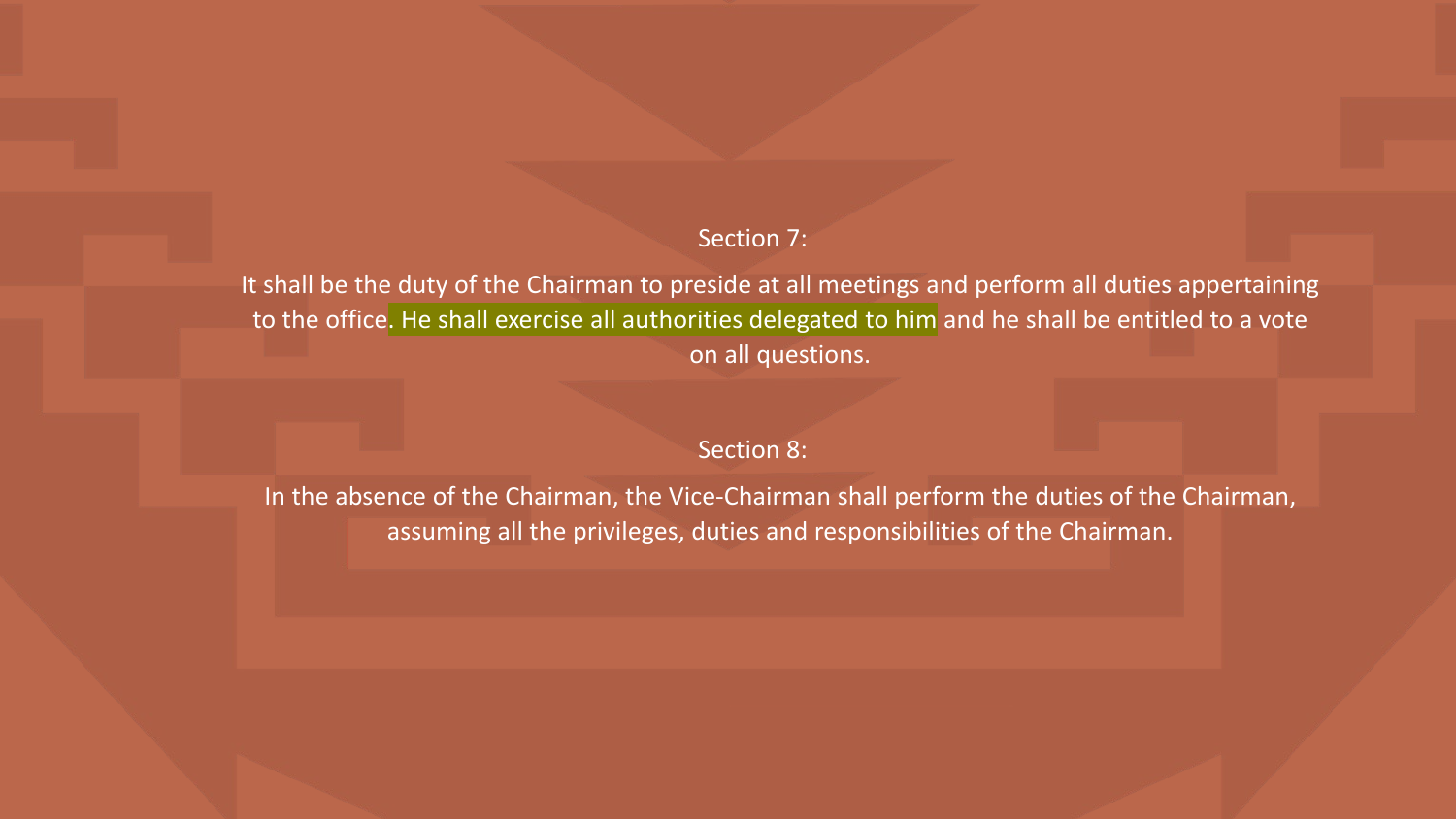Section 7:

It shall be the duty of the Chairman to preside at all meetings and perform all duties appertaining to the office. He shall exercise all authorities delegated to him and he shall be entitled to a vote on all questions.

Section 8:

In the absence of the Chairman, the Vice-Chairman shall perform the duties of the Chairman, assuming all the privileges, duties and responsibilities of the Chairman.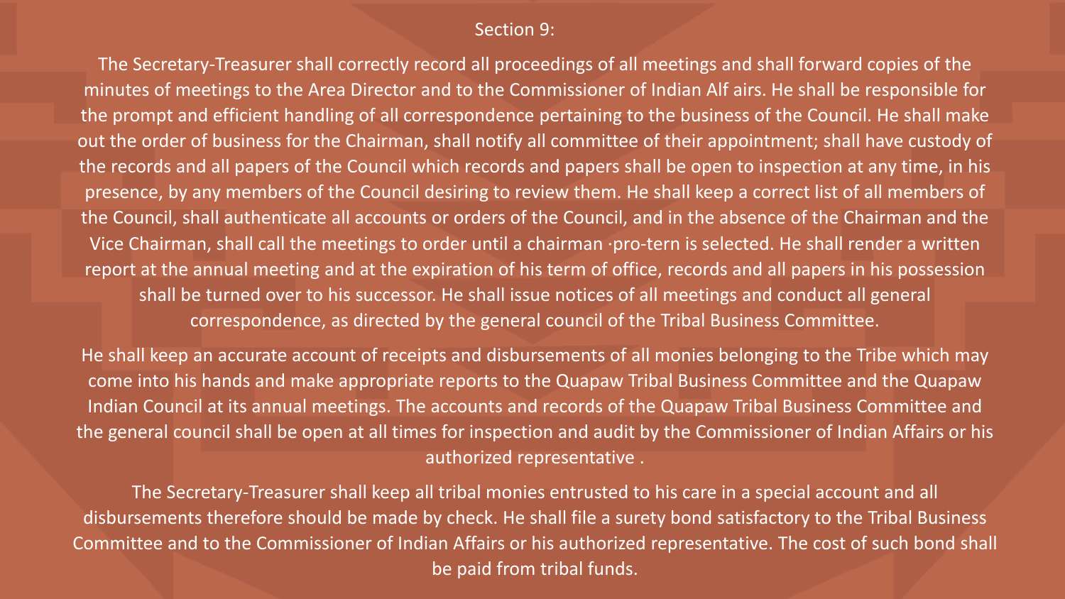## Section 9:

The Secretary-Treasurer shall correctly record all proceedings of all meetings and shall forward copies of the minutes of meetings to the Area Director and to the Commissioner of Indian Alf airs. He shall be responsible for the prompt and efficient handling of all correspondence pertaining to the business of the Council. He shall make out the order of business for the Chairman, shall notify all committee of their appointment; shall have custody of the records and all papers of the Council which records and papers shall be open to inspection at any time, in his presence, by any members of the Council desiring to review them. He shall keep a correct list of all members of the Council, shall authenticate all accounts or orders of the Council, and in the absence of the Chairman and the Vice Chairman, shall call the meetings to order until a chairman ·pro-tern is selected. He shall render a written report at the annual meeting and at the expiration of his term of office, records and all papers in his possession shall be turned over to his successor. He shall issue notices of all meetings and conduct all general correspondence, as directed by the general council of the Tribal Business Committee.

He shall keep an accurate account of receipts and disbursements of all monies belonging to the Tribe which may come into his hands and make appropriate reports to the Quapaw Tribal Business Committee and the Quapaw Indian Council at its annual meetings. The accounts and records of the Quapaw Tribal Business Committee and the general council shall be open at all times for inspection and audit by the Commissioner of Indian Affairs or his authorized representative .

The Secretary-Treasurer shall keep all tribal monies entrusted to his care in a special account and all disbursements therefore should be made by check. He shall file a surety bond satisfactory to the Tribal Business Committee and to the Commissioner of Indian Affairs or his authorized representative. The cost of such bond shall be paid from tribal funds.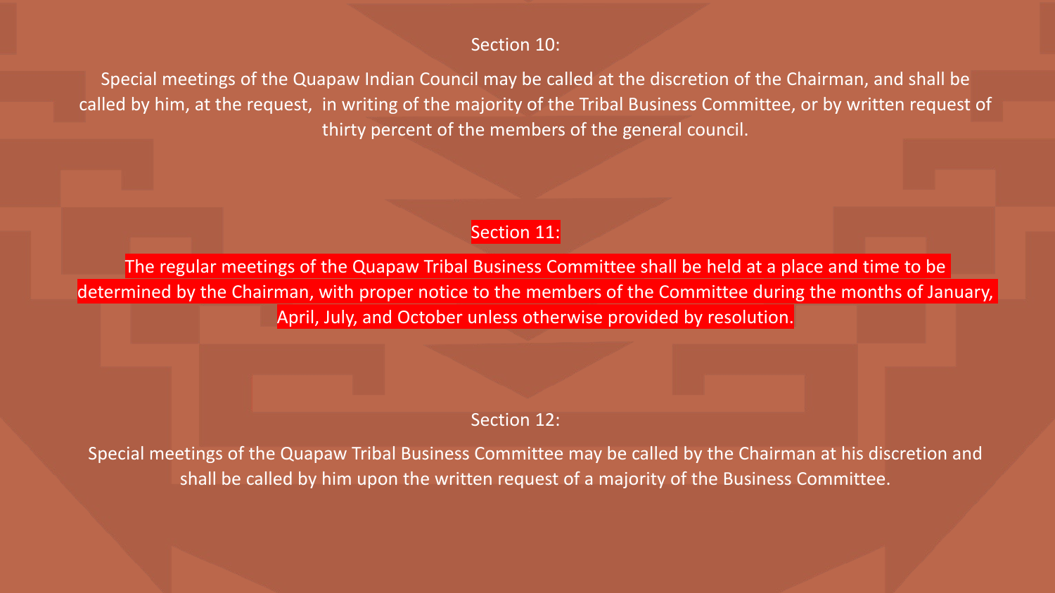Section 10:

Special meetings of the Quapaw Indian Council may be called at the discretion of the Chairman, and shall be called by him, at the request, in writing of the majority of the Tribal Business Committee, or by written request of thirty percent of the members of the general council.

Section 11:

The regular meetings of the Quapaw Tribal Business Committee shall be held at a place and time to be determined by the Chairman, with proper notice to the members of the Committee during the months of January, April, July, and October unless otherwise provided by resolution.

Section 12:

Special meetings of the Quapaw Tribal Business Committee may be called by the Chairman at his discretion and shall be called by him upon the written request of a majority of the Business Committee.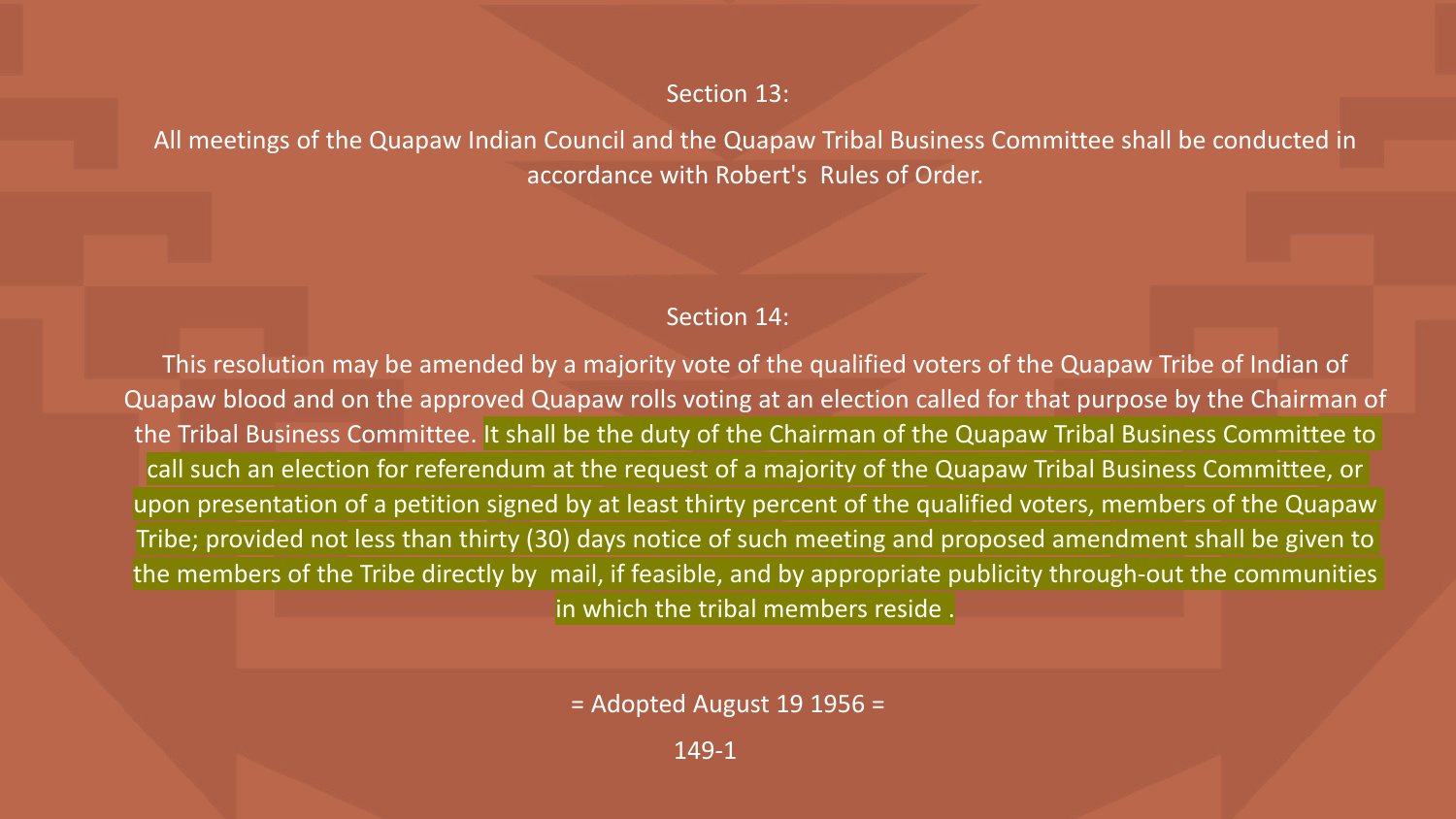## Section 13:

All meetings of the Quapaw Indian Council and the Quapaw Tribal Business Committee shall be conducted in accordance with Robert's Rules of Order.

## Section 14:

This resolution may be amended by a majority vote of the qualified voters of the Quapaw Tribe of Indian of Quapaw blood and on the approved Quapaw rolls voting at an election called for that purpose by the Chairman of the Tribal Business Committee. It shall be the duty of the Chairman of the Quapaw Tribal Business Committee to call such an election for referendum at the request of a majority of the Quapaw Tribal Business Committee, or upon presentation of a petition signed by at least thirty percent of the qualified voters, members of the Quapaw Tribe; provided not less than thirty (30) days notice of such meeting and proposed amendment shall be given to the members of the Tribe directly by mail, if feasible, and by appropriate publicity through-out the communities in which the tribal members reside .

= Adopted August 19 1956 =

149-1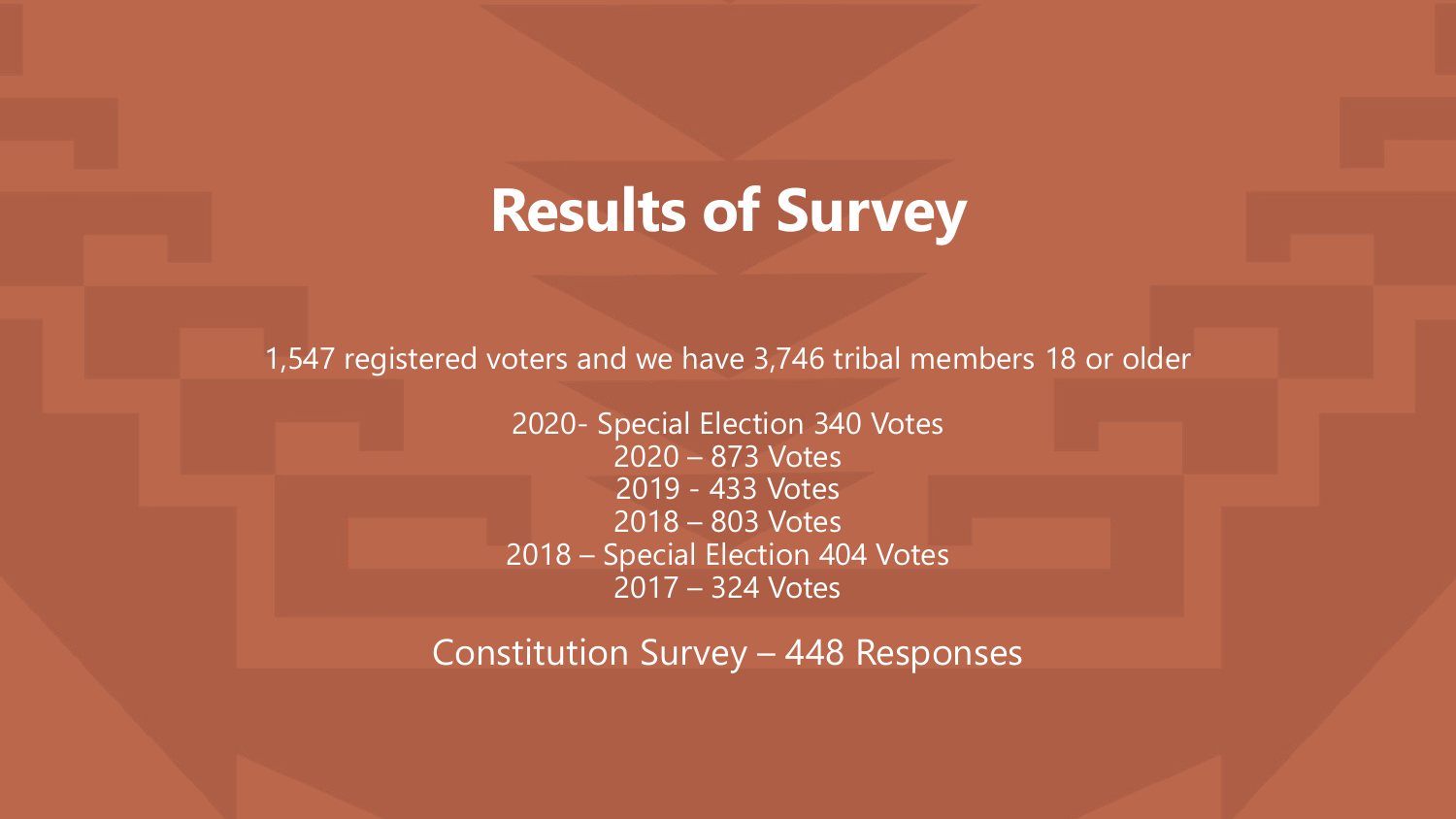# Results of Survey

1,547 registered voters and we have 3,746 tribal members 18 or older

2020- Special Election 340 Votes
2020 – 873 Votes
2019 - 433 Votes
2018 – 803 Votes
2018 – Special Election 404 Votes
2017 – 324 Votes

Constitution Survey – 448 Responses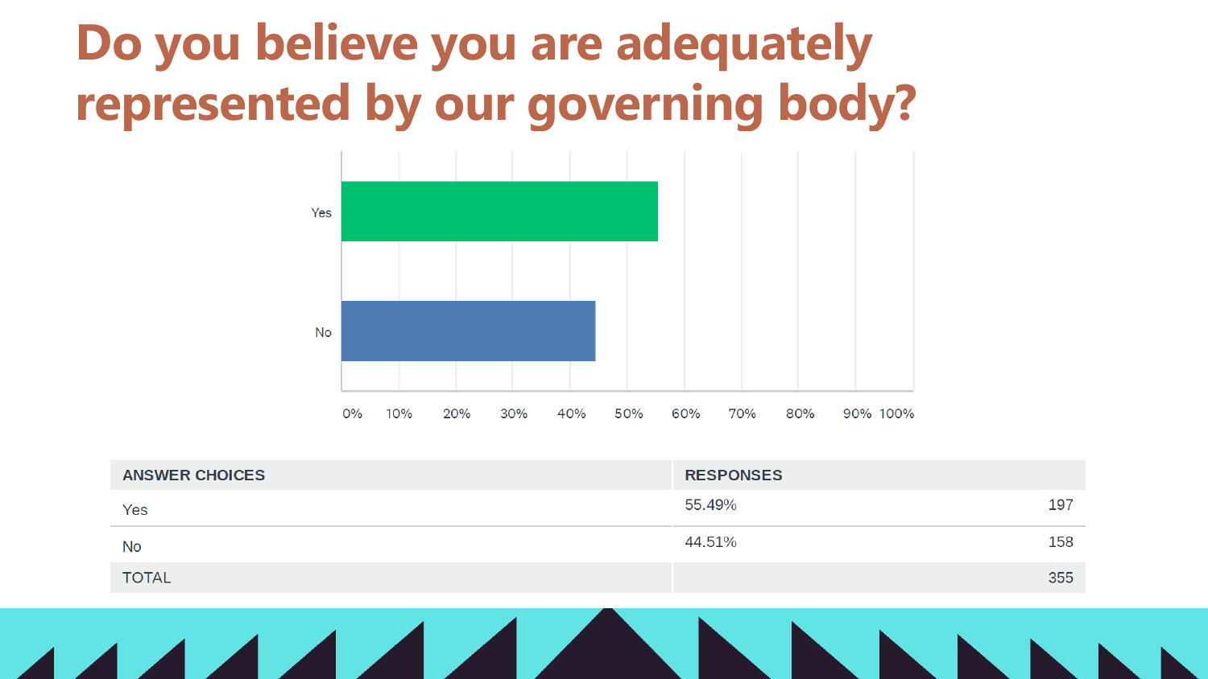# Do you believe you are adequately represented by our governing body?

| ANSWER CHOICES | RESPONSES | |
|---|---|---|
| Yes | 55.49% | 197 |
| No | 44.51% | 158 |
| TOTAL | | 355 |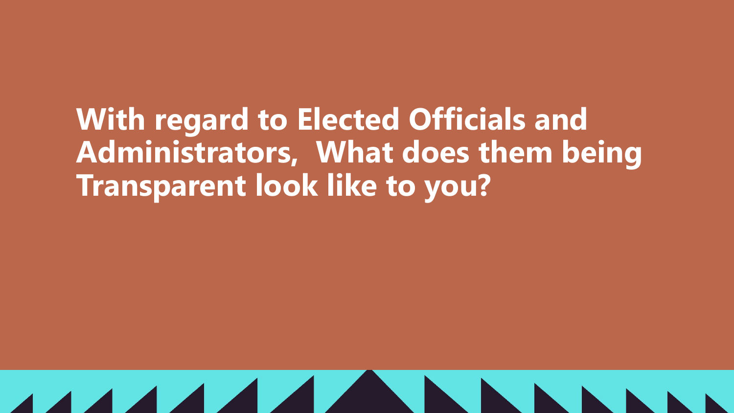# With regard to Elected Officials and Administrators,  What does them being Transparent look like to you?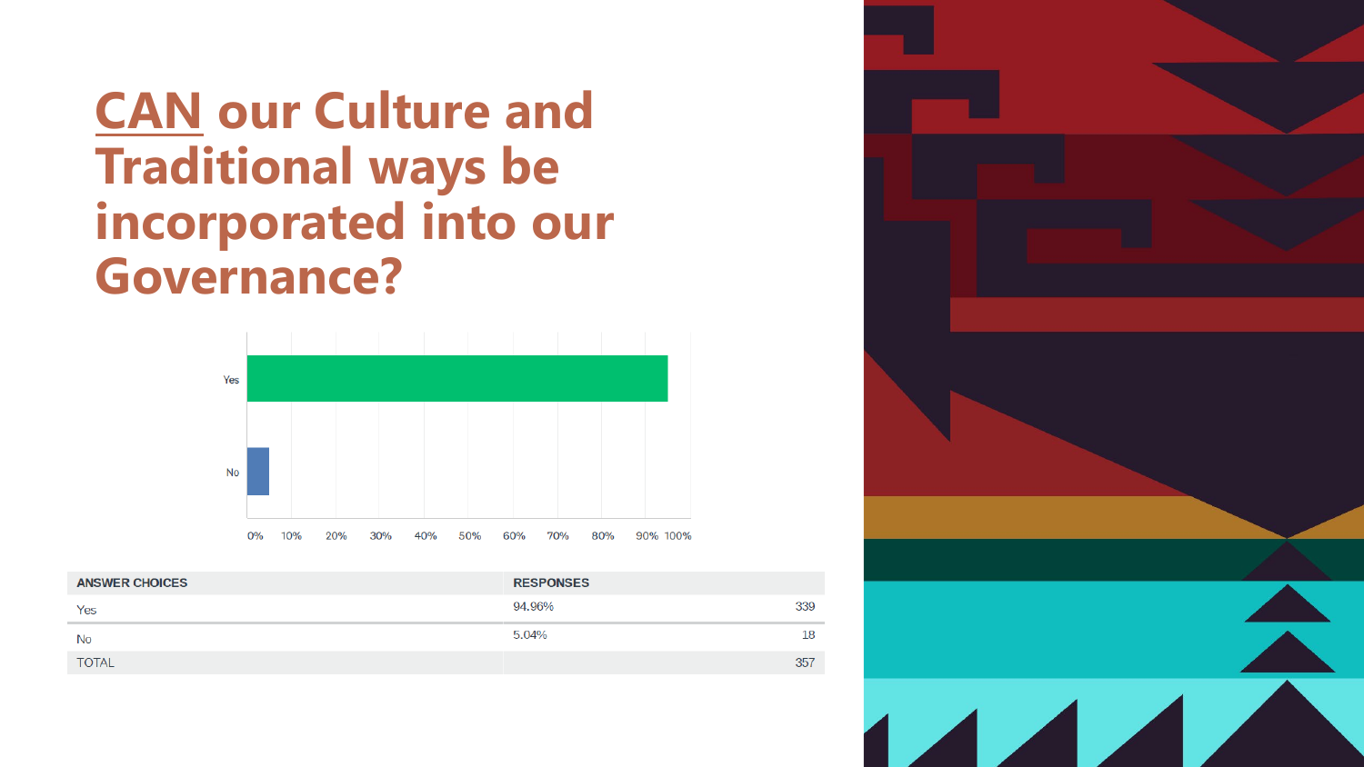# <u>CAN</u> our Culture and Traditional ways be incorporated into our Governance?

| ANSWER CHOICES | RESPONSES | |
|---|---|---|
| Yes | 94.96% | 339 |
| No | 5.04% | 18 |
| TOTAL | | 357 |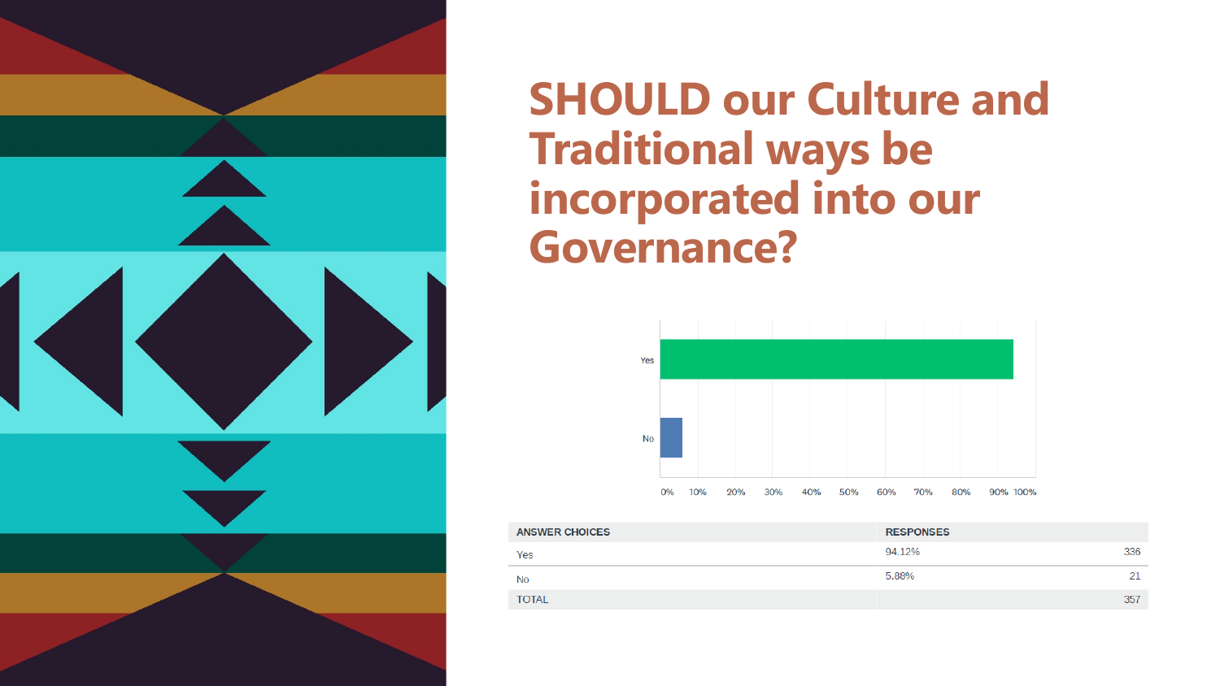# SHOULD our Culture and Traditional ways be incorporated into our Governance?

| ANSWER CHOICES | RESPONSES | |
|---|---|---|
| Yes | 94.12% | 336 |
| No | 5.88% | 21 |
| TOTAL | | 357 |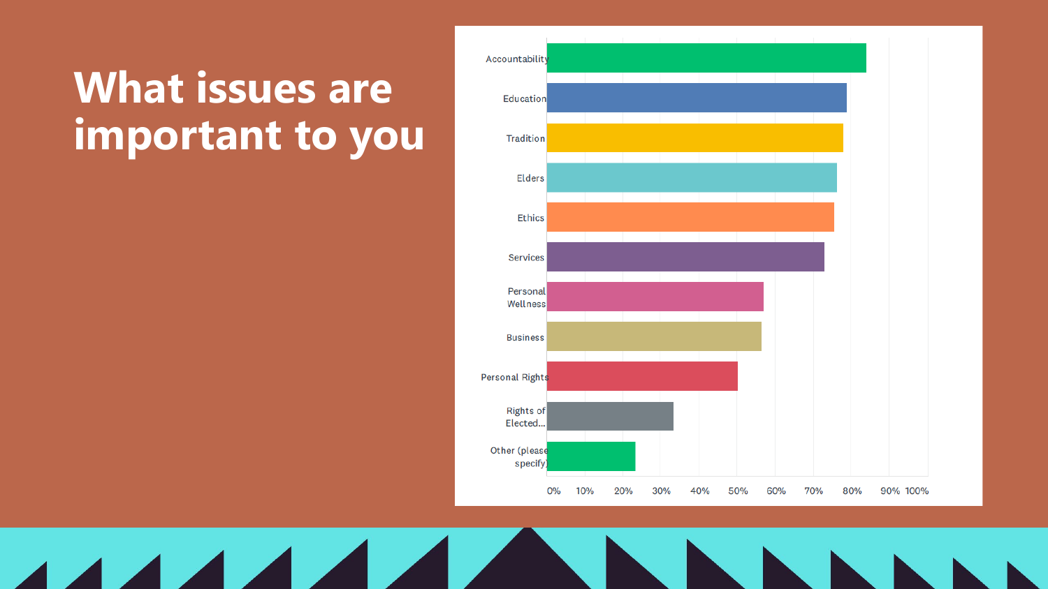# What issues are important to you

| Issue | Approx. % |
|---|---|
| Accountability | 84% |
| Education | 79% |
| Tradition | 78% |
| Elders | 76% |
| Ethics | 75% |
| Services | 73% |
| Personal Wellness | 57% |
| Business | 56% |
| Personal Rights | 50% |
| Rights of Elected... | 33% |
| Other (please specify) | 23% |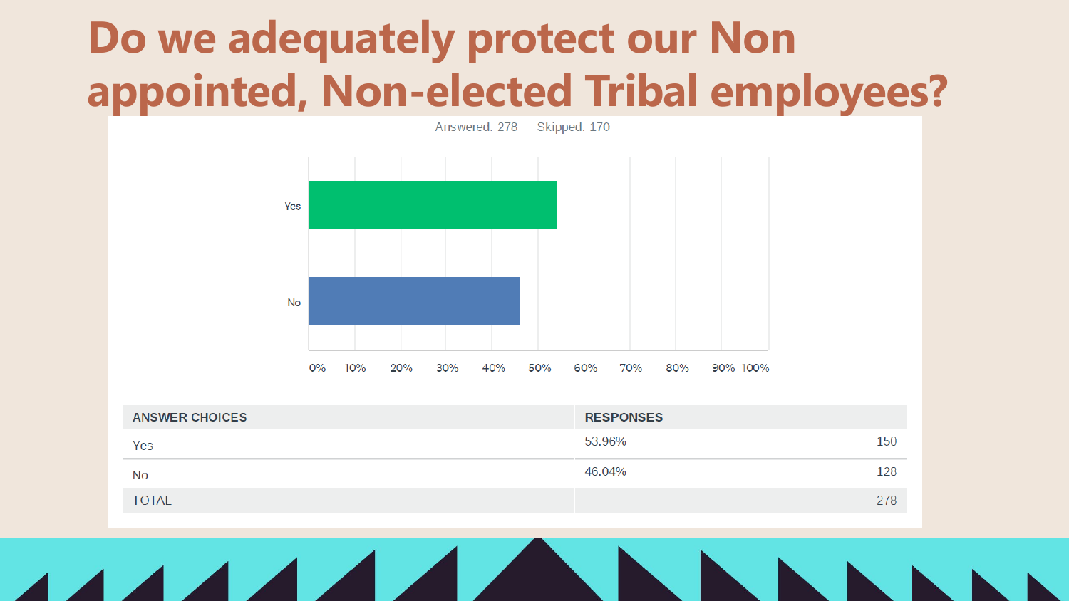# Do we adequately protect our Non appointed, Non-elected Tribal employees?

Answered: 278 Skipped: 170

| ANSWER CHOICES | RESPONSES | |
|---|---|---|
| Yes | 53.96% | 150 |
| No | 46.04% | 128 |
| TOTAL | | 278 |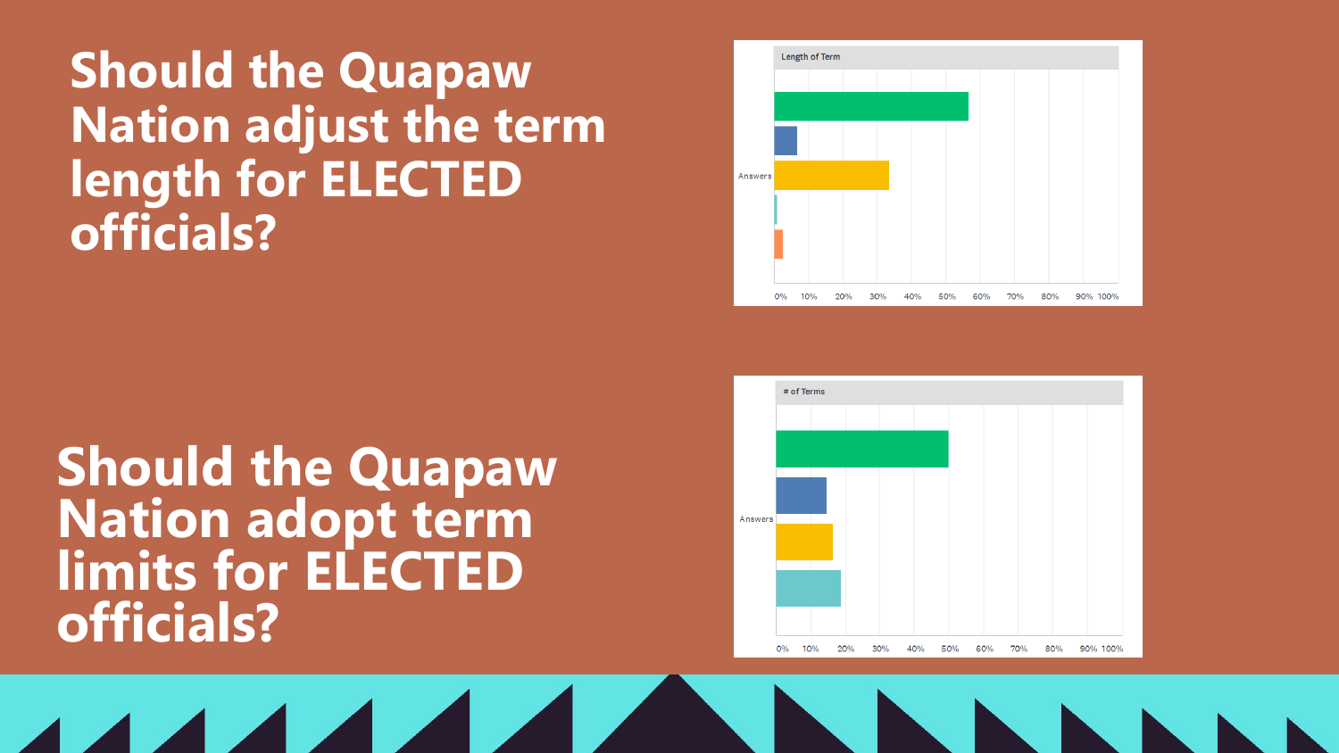# Should the Quapaw Nation adjust the term length for ELECTED officials?

Length of Term

Answers

0% 10% 20% 30% 40% 50% 60% 70% 80% 90% 100%

# Should the Quapaw Nation adopt term limits for ELECTED officials?

# of Terms

Answers

0% 10% 20% 30% 40% 50% 60% 70% 80% 90% 100%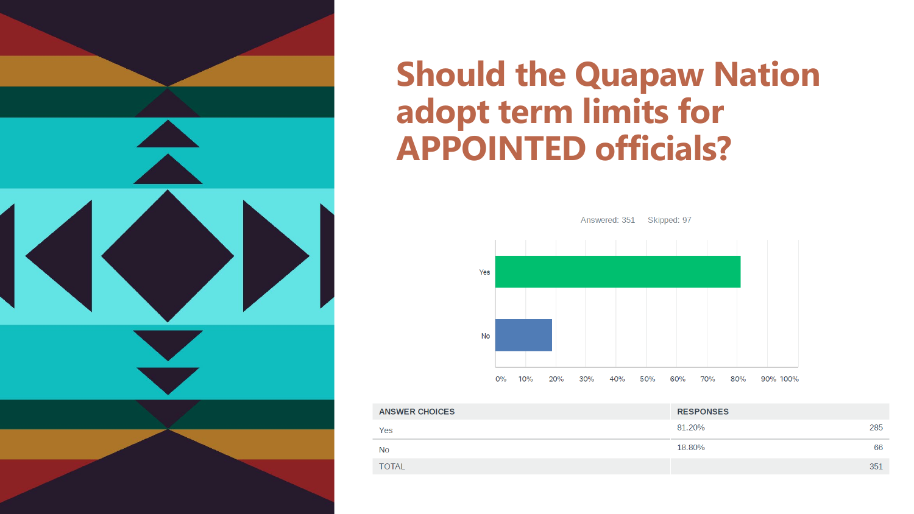# Should the Quapaw Nation adopt term limits for APPOINTED officials?

Answered: 351 Skipped: 97

| ANSWER CHOICES | RESPONSES | |
|---|---|---|
| Yes | 81.20% | 285 |
| No | 18.80% | 66 |
| TOTAL | | 351 |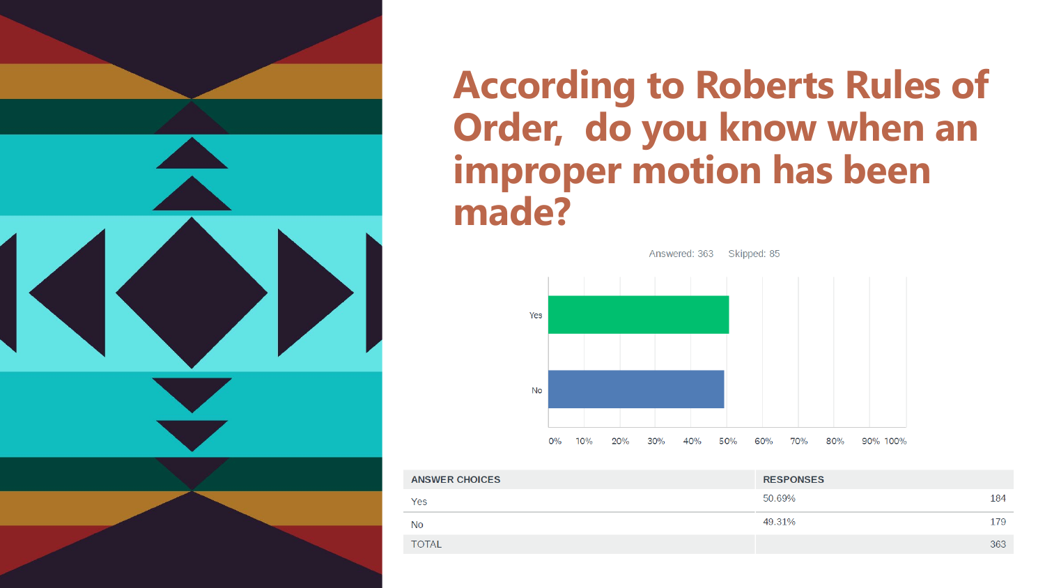# According to Roberts Rules of Order, do you know when an improper motion has been made?

Answered: 363 Skipped: 85

| ANSWER CHOICES | RESPONSES | |
|---|---|---|
| Yes | 50.69% | 184 |
| No | 49.31% | 179 |
| TOTAL | | 363 |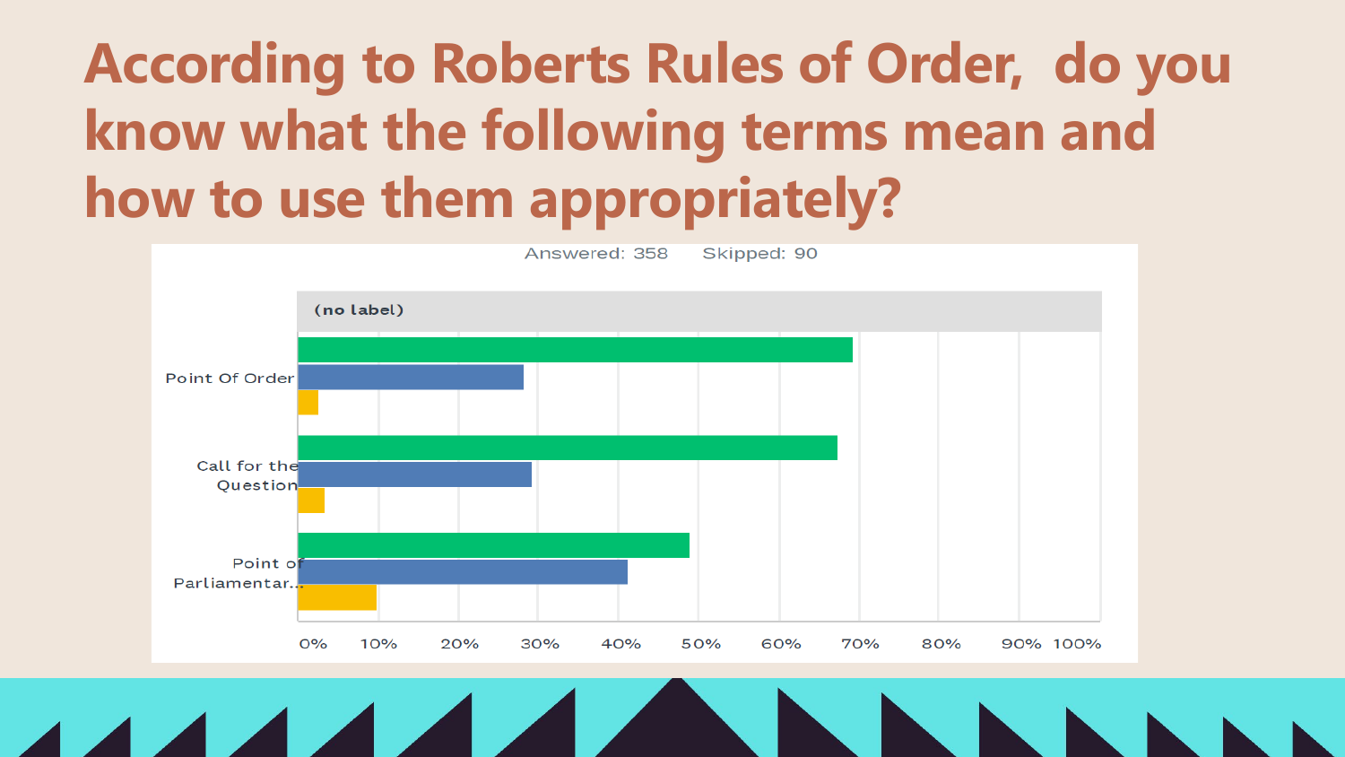# According to Roberts Rules of Order, do you know what the following terms mean and how to use them appropriately?

Answered: 358 Skipped: 90

(no label)

Point Of Order

Call for the Question

Point of Parliamentar...

0% 10% 20% 30% 40% 50% 60% 70% 80% 90% 100%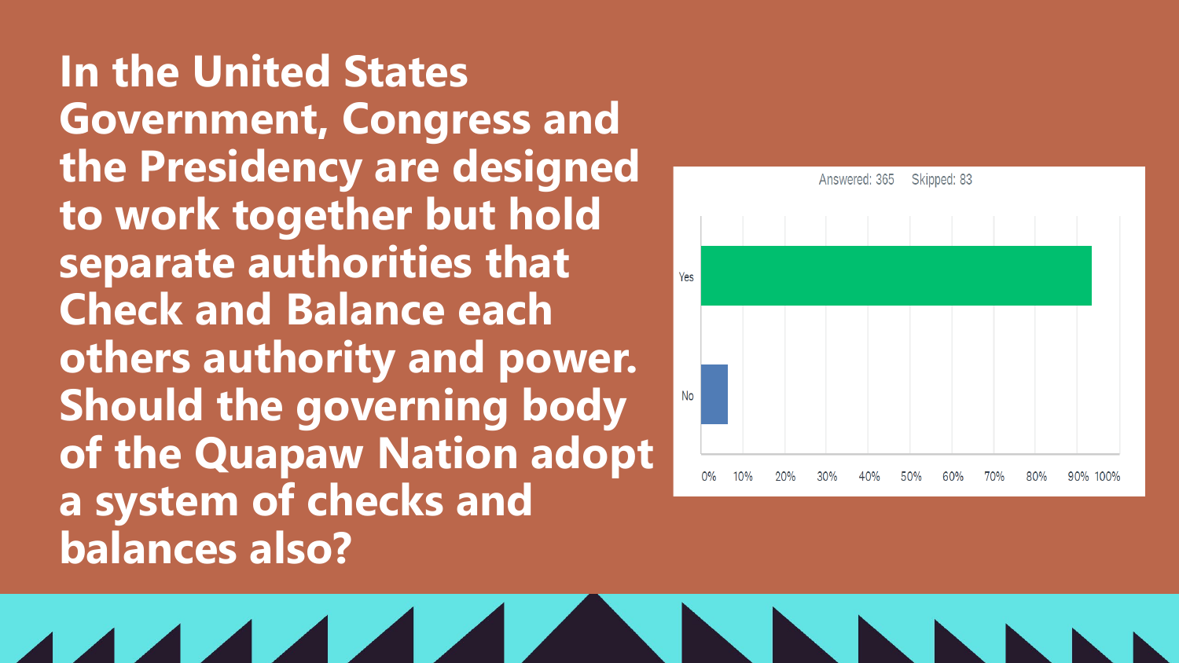**In the United States Government, Congress and the Presidency are designed to work together but hold separate authorities that Check and Balance each others authority and power. Should the governing body of the Quapaw Nation adopt a system of checks and balances also?**

Answered: 365 Skipped: 83

Yes

No

0% 10% 20% 30% 40% 50% 60% 70% 80% 90% 100%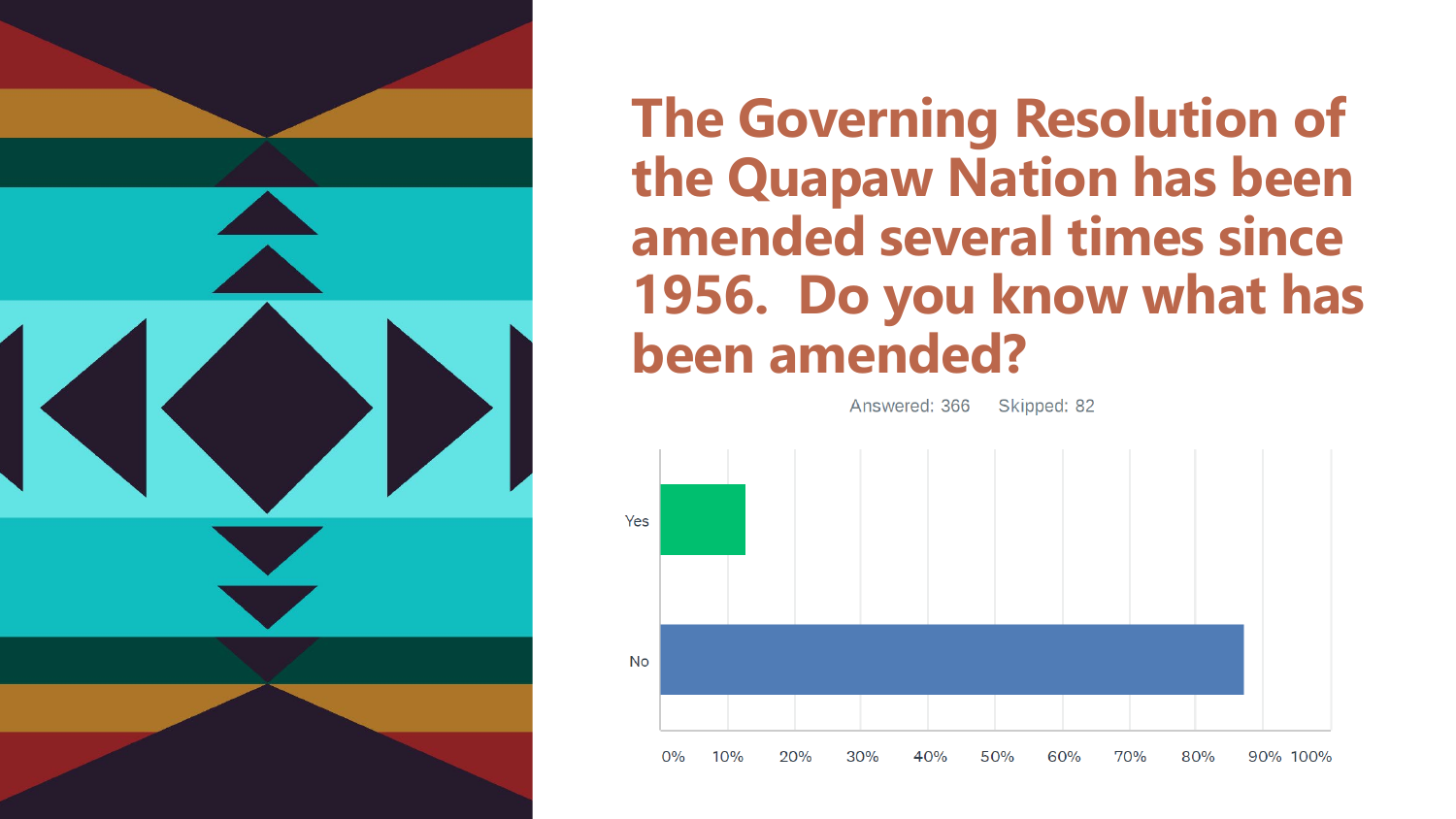# The Governing Resolution of the Quapaw Nation has been amended several times since 1956. Do you know what has been amended?

Answered: 366 Skipped: 82

Yes

No

0% 10% 20% 30% 40% 50% 60% 70% 80% 90% 100%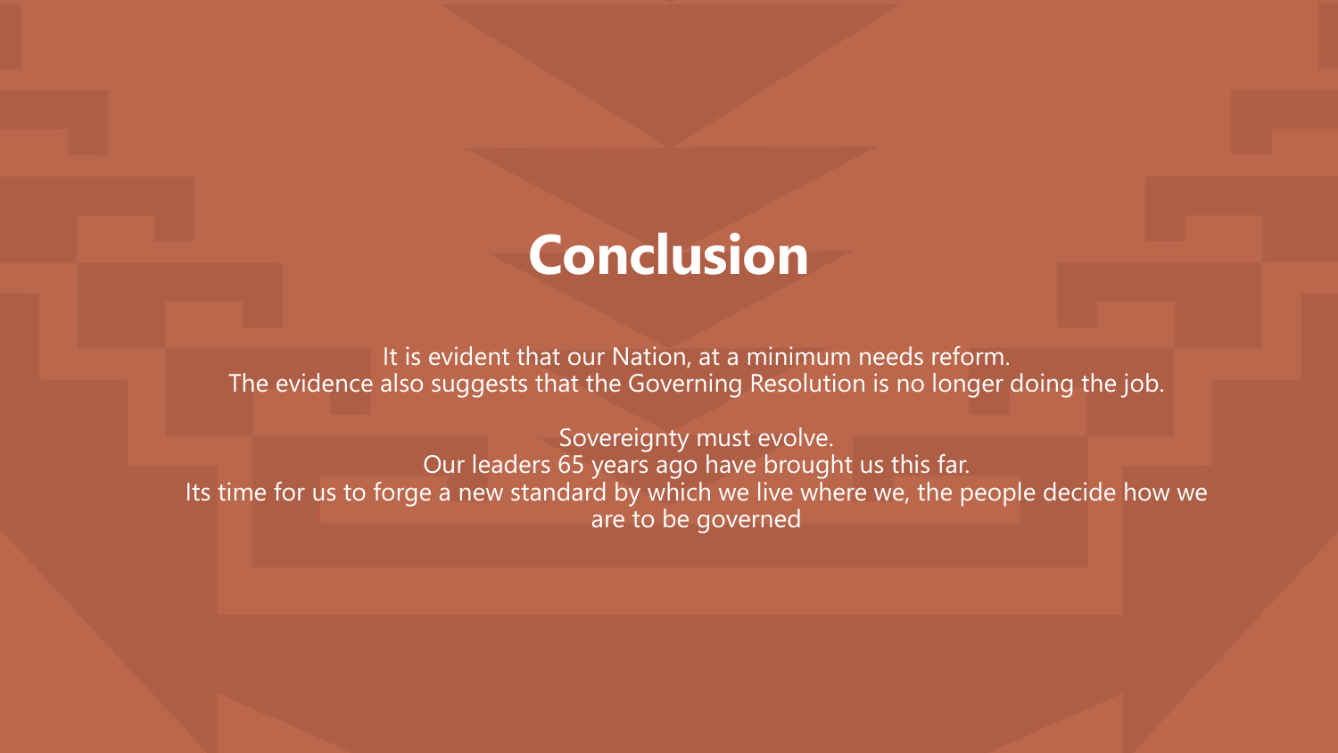# Conclusion

It is evident that our Nation, at a minimum needs reform.
The evidence also suggests that the Governing Resolution is no longer doing the job.

Sovereignty must evolve.
Our leaders 65 years ago have brought us this far.
Its time for us to forge a new standard by which we live where we, the people decide how we are to be governed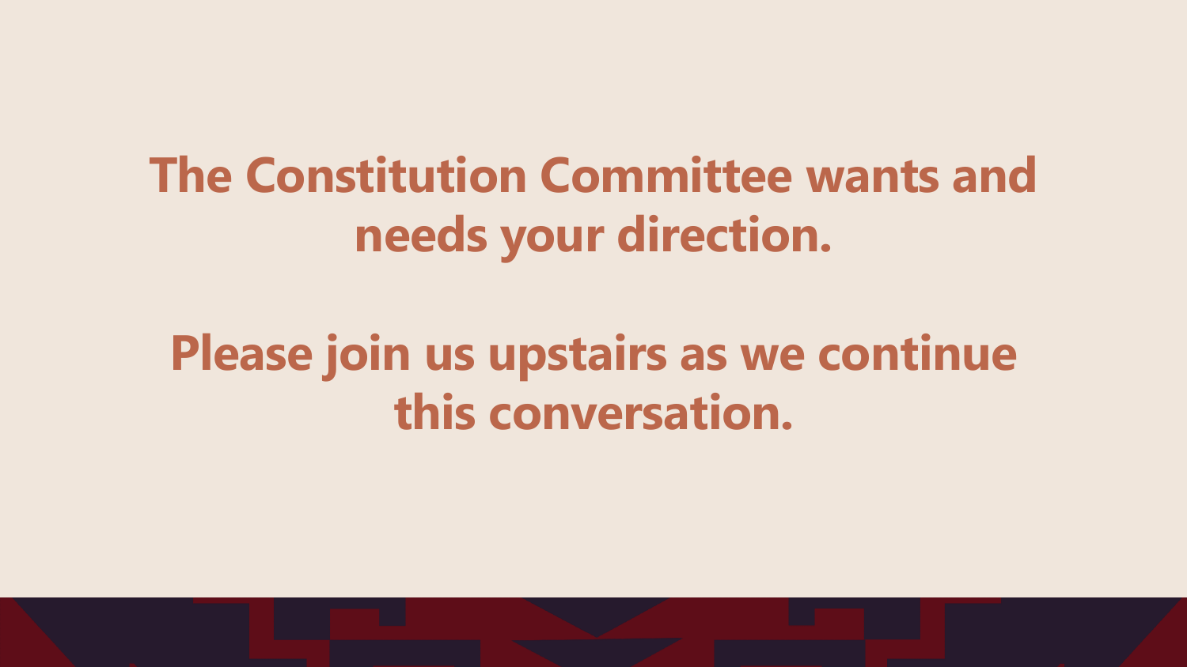**The Constitution Committee wants and needs your direction.**

**Please join us upstairs as we continue this conversation.**